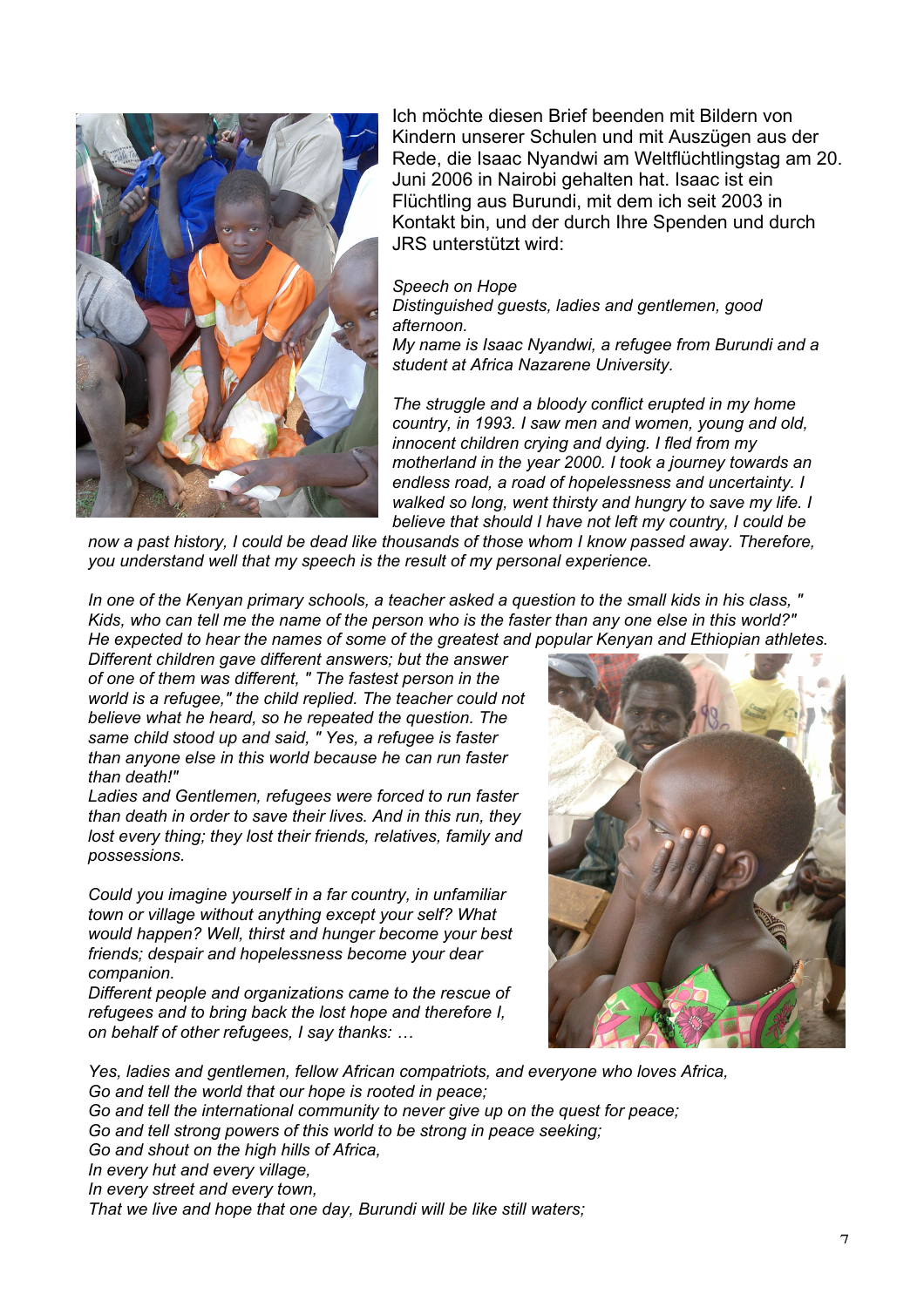Ich möchte diesen Brief beenden mit Bildern von Kindern unserer Schulen und mit Auszügen aus der Rede, die Isaac Nyandwi am Weltflüchtlingstag am 20. Juni 2006 in Nairobi gehalten hat. Isaac ist ein Flüchtling aus Burundi, mit dem ich seit 2003 in Kontakt bin, und der durch Ihre Spenden und durch JRS unterstützt wird:

*Speech on Hope*
*Distinguished guests, ladies and gentlemen, good afternoon.*
*My name is Isaac Nyandwi, a refugee from Burundi and a student at Africa Nazarene University.*

*The struggle and a bloody conflict erupted in my home country, in 1993. I saw men and women, young and old, innocent children crying and dying. I fled from my motherland in the year 2000. I took a journey towards an endless road, a road of hopelessness and uncertainty. I walked so long, went thirsty and hungry to save my life. I believe that should I have not left my country, I could be now a past history, I could be dead like thousands of those whom I know passed away. Therefore, you understand well that my speech is the result of my personal experience.*

*In one of the Kenyan primary schools, a teacher asked a question to the small kids in his class, " Kids, who can tell me the name of the person who is the faster than any one else in this world?" He expected to hear the names of some of the greatest and popular Kenyan and Ethiopian athletes. Different children gave different answers; but the answer of one of them was different, " The fastest person in the world is a refugee," the child replied. The teacher could not believe what he heard, so he repeated the question. The same child stood up and said, " Yes, a refugee is faster than anyone else in this world because he can run faster than death!"*
*Ladies and Gentlemen, refugees were forced to run faster than death in order to save their lives. And in this run, they lost every thing; they lost their friends, relatives, family and possessions.*

*Could you imagine yourself in a far country, in unfamiliar town or village without anything except your self? What would happen? Well, thirst and hunger become your best friends; despair and hopelessness become your dear companion.*
*Different people and organizations came to the rescue of refugees and to bring back the lost hope and therefore I, on behalf of other refugees, I say thanks: …*

*Yes, ladies and gentlemen, fellow African compatriots, and everyone who loves Africa,*
*Go and tell the world that our hope is rooted in peace;*
*Go and tell the international community to never give up on the quest for peace;*
*Go and tell strong powers of this world to be strong in peace seeking;*
*Go and shout on the high hills of Africa,*
*In every hut and every village,*
*In every street and every town,*
*That we live and hope that one day, Burundi will be like still waters;*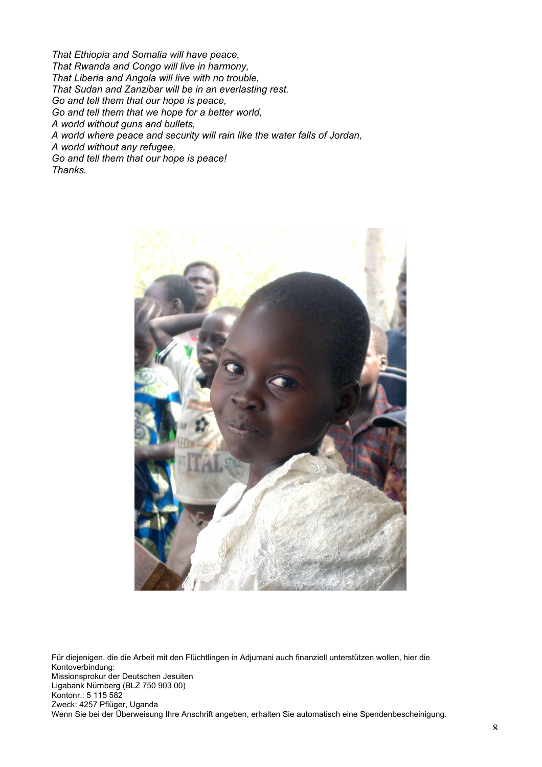*That Ethiopia and Somalia will have peace,*
*That Rwanda and Congo will live in harmony,*
*That Liberia and Angola will live with no trouble,*
*That Sudan and Zanzibar will be in an everlasting rest.*
*Go and tell them that our hope is peace,*
*Go and tell them that we hope for a better world,*
*A world without guns and bullets,*
*A world where peace and security will rain like the water falls of Jordan,*
*A world without any refugee,*
*Go and tell them that our hope is peace!*
*Thanks.*

Für diejenigen, die die Arbeit mit den Flüchtlingen in Adjumani auch finanziell unterstützen wollen, hier die Kontoverbindung:
Missionsprokur der Deutschen Jesuiten
Ligabank Nürnberg (BLZ 750 903 00)
Kontonr.: 5 115 582
Zweck: 4257 Pflüger, Uganda
Wenn Sie bei der Überweisung Ihre Anschrift angeben, erhalten Sie automatisch eine Spendenbescheinigung.